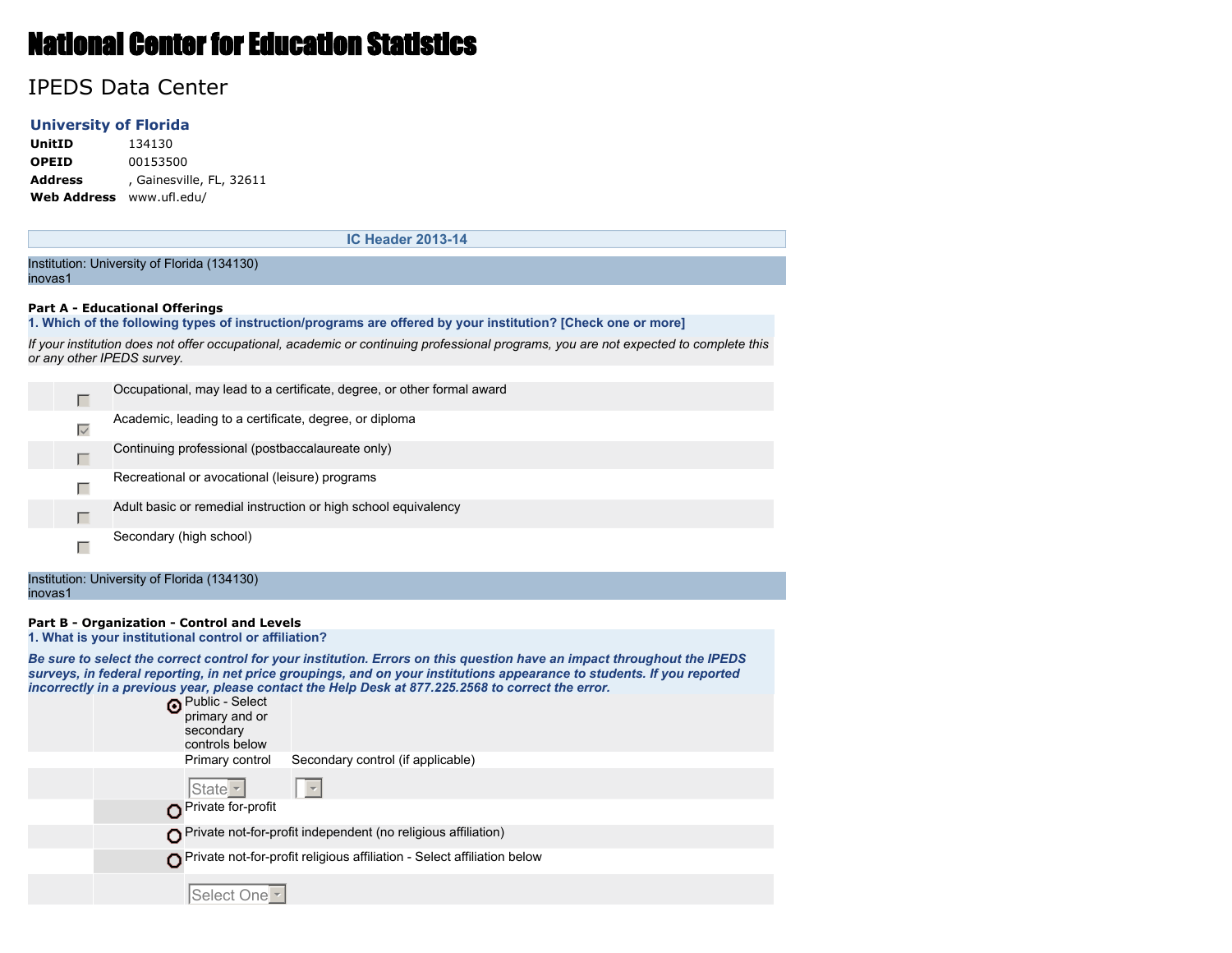# National Center for Education Statistics

## IPEDS Data Center

### University of Florida

| | |
|---|---|
| **UnitID** | 134130 |
| **OPEID** | 00153500 |
| **Address** | , Gainesville, FL, 32611 |
| **Web Address** | www.ufl.edu/ |

### IC Header 2013-14

Institution: University of Florida (134130)
inovas1

**Part A - Educational Offerings**

**1. Which of the following types of instruction/programs are offered by your institution? [Check one or more]**

*If your institution does not offer occupational, academic or continuing professional programs, you are not expected to complete this or any other IPEDS survey.*

- [ ] Occupational, may lead to a certificate, degree, or other formal award
- [x] Academic, leading to a certificate, degree, or diploma
- [ ] Continuing professional (postbaccalaureate only)
- [ ] Recreational or avocational (leisure) programs
- [ ] Adult basic or remedial instruction or high school equivalency
- [ ] Secondary (high school)

Institution: University of Florida (134130)
inovas1

**Part B - Organization - Control and Levels**

**1. What is your institutional control or affiliation?**

***Be sure to select the correct control for your institution. Errors on this question have an impact throughout the IPEDS surveys, in federal reporting, in net price groupings, and on your institutions appearance to students. If you reported incorrectly in a previous year, please contact the Help Desk at 877.225.2568 to correct the error.***

- (●) Public - Select primary and or secondary controls below

| Primary control | Secondary control (if applicable) |
|---|---|
| State | |

- ( ) Private for-profit
- ( ) Private not-for-profit independent (no religious affiliation)
- ( ) Private not-for-profit religious affiliation - Select affiliation below

Select One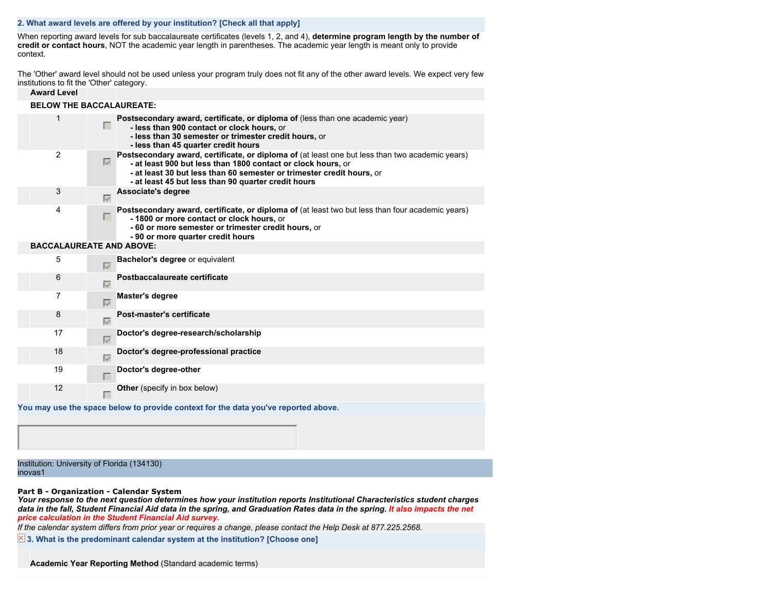**2. What award levels are offered by your institution? [Check all that apply]**

When reporting award levels for sub baccalaureate certificates (levels 1, 2, and 4), **determine program length by the number of credit or contact hours**, NOT the academic year length in parentheses. The academic year length is meant only to provide context.

The 'Other' award level should not be used unless your program truly does not fit any of the other award levels. We expect very few institutions to fit the 'Other' category.

| Award Level | | |
|---|---|---|
| **BELOW THE BACCALAUREATE:** | | |
| 1 | ☐ | **Postsecondary award, certificate, or diploma of** (less than one academic year)<br>**- less than 900 contact or clock hours,** or<br>**- less than 30 semester or trimester credit hours,** or<br>**- less than 45 quarter credit hours** |
| 2 | ☑ | **Postsecondary award, certificate, or diploma of** (at least one but less than two academic years)<br>**- at least 900 but less than 1800 contact or clock hours,** or<br>**- at least 30 but less than 60 semester or trimester credit hours,** or<br>**- at least 45 but less than 90 quarter credit hours** |
| 3 | ☑ | **Associate's degree** |
| 4 | ☐ | **Postsecondary award, certificate, or diploma of** (at least two but less than four academic years)<br>**- 1800 or more contact or clock hours,** or<br>**- 60 or more semester or trimester credit hours,** or<br>**- 90 or more quarter credit hours** |
| **BACCALAUREATE AND ABOVE:** | | |
| 5 | ☑ | **Bachelor's degree** or equivalent |
| 6 | ☑ | **Postbaccalaureate certificate** |
| 7 | ☑ | **Master's degree** |
| 8 | ☑ | **Post-master's certificate** |
| 17 | ☑ | **Doctor's degree-research/scholarship** |
| 18 | ☑ | **Doctor's degree-professional practice** |
| 19 | ☐ | **Doctor's degree-other** |
| 12 | ☐ | **Other** (specify in box below) |

**You may use the space below to provide context for the data you've reported above.**

Institution: University of Florida (134130)
inovas1

**Part B - Organization - Calendar System**

***Your response to the next question determines how your institution reports Institutional Characteristics student charges data in the fall, Student Financial Aid data in the spring, and Graduation Rates data in the spring. It also impacts the net price calculation in the Student Financial Aid survey.***

*If the calendar system differs from prior year or requires a change, please contact the Help Desk at 877.225.2568.*

**3. What is the predominant calendar system at the institution? [Choose one]**

**Academic Year Reporting Method** (Standard academic terms)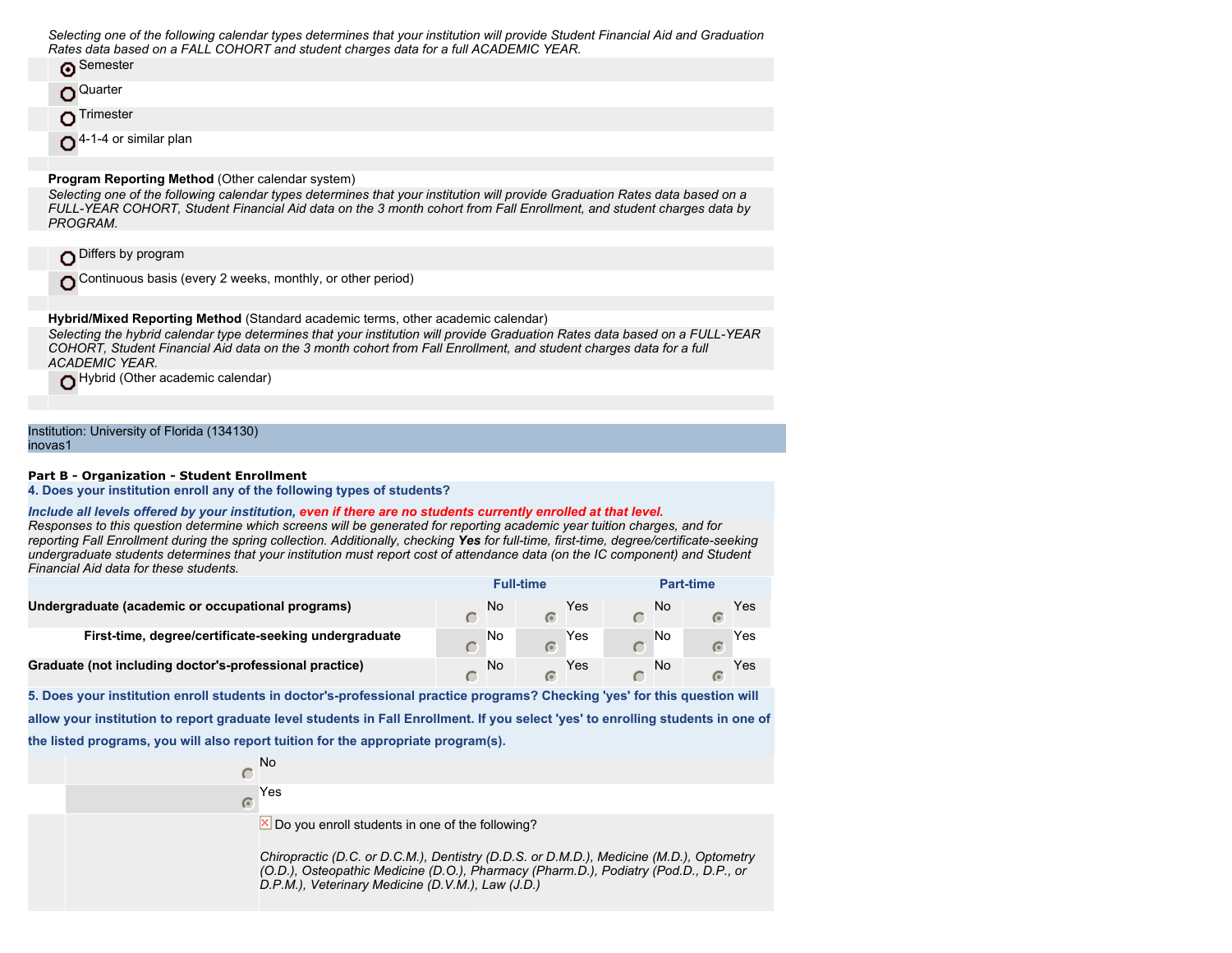*Selecting one of the following calendar types determines that your institution will provide Student Financial Aid and Graduation Rates data based on a FALL COHORT and student charges data for a full ACADEMIC YEAR.*

- (●) Semester
- ( ) Quarter
- ( ) Trimester
- ( ) 4-1-4 or similar plan

**Program Reporting Method** (Other calendar system)

*Selecting one of the following calendar types determines that your institution will provide Graduation Rates data based on a FULL-YEAR COHORT, Student Financial Aid data on the 3 month cohort from Fall Enrollment, and student charges data by PROGRAM.*

- ( ) Differs by program
- ( ) Continuous basis (every 2 weeks, monthly, or other period)

**Hybrid/Mixed Reporting Method** (Standard academic terms, other academic calendar)

*Selecting the hybrid calendar type determines that your institution will provide Graduation Rates data based on a FULL-YEAR COHORT, Student Financial Aid data on the 3 month cohort from Fall Enrollment, and student charges data for a full ACADEMIC YEAR.*

- ( ) Hybrid (Other academic calendar)

Institution: University of Florida (134130)
inovas1

**Part B - Organization - Student Enrollment**

**4. Does your institution enroll any of the following types of students?**

***Include all levels offered by your institution, even if there are no students currently enrolled at that level.***

*Responses to this question determine which screens will be generated for reporting academic year tuition charges, and for reporting Fall Enrollment during the spring collection. Additionally, checking **Yes** for full-time, first-time, degree/certificate-seeking undergraduate students determines that your institution must report cost of attendance data (on the IC component) and Student Financial Aid data for these students.*

| | Full-time | | Part-time | |
|---|---|---|---|---|
| | No | Yes | No | Yes |
| **Undergraduate (academic or occupational programs)** | ( ) | (●) | ( ) | (●) |
| **First-time, degree/certificate-seeking undergraduate** | ( ) | (●) | ( ) | (●) |
| **Graduate (not including doctor's-professional practice)** | ( ) | (●) | ( ) | (●) |

**5. Does your institution enroll students in doctor's-professional practice programs? Checking 'yes' for this question will allow your institution to report graduate level students in Fall Enrollment. If you select 'yes' to enrolling students in one of the listed programs, you will also report tuition for the appropriate program(s).**

- ( ) No
- (●) Yes

☒ Do you enroll students in one of the following?

*Chiropractic (D.C. or D.C.M.), Dentistry (D.D.S. or D.M.D.), Medicine (M.D.), Optometry (O.D.), Osteopathic Medicine (D.O.), Pharmacy (Pharm.D.), Podiatry (Pod.D., D.P., or D.P.M.), Veterinary Medicine (D.V.M.), Law (J.D.)*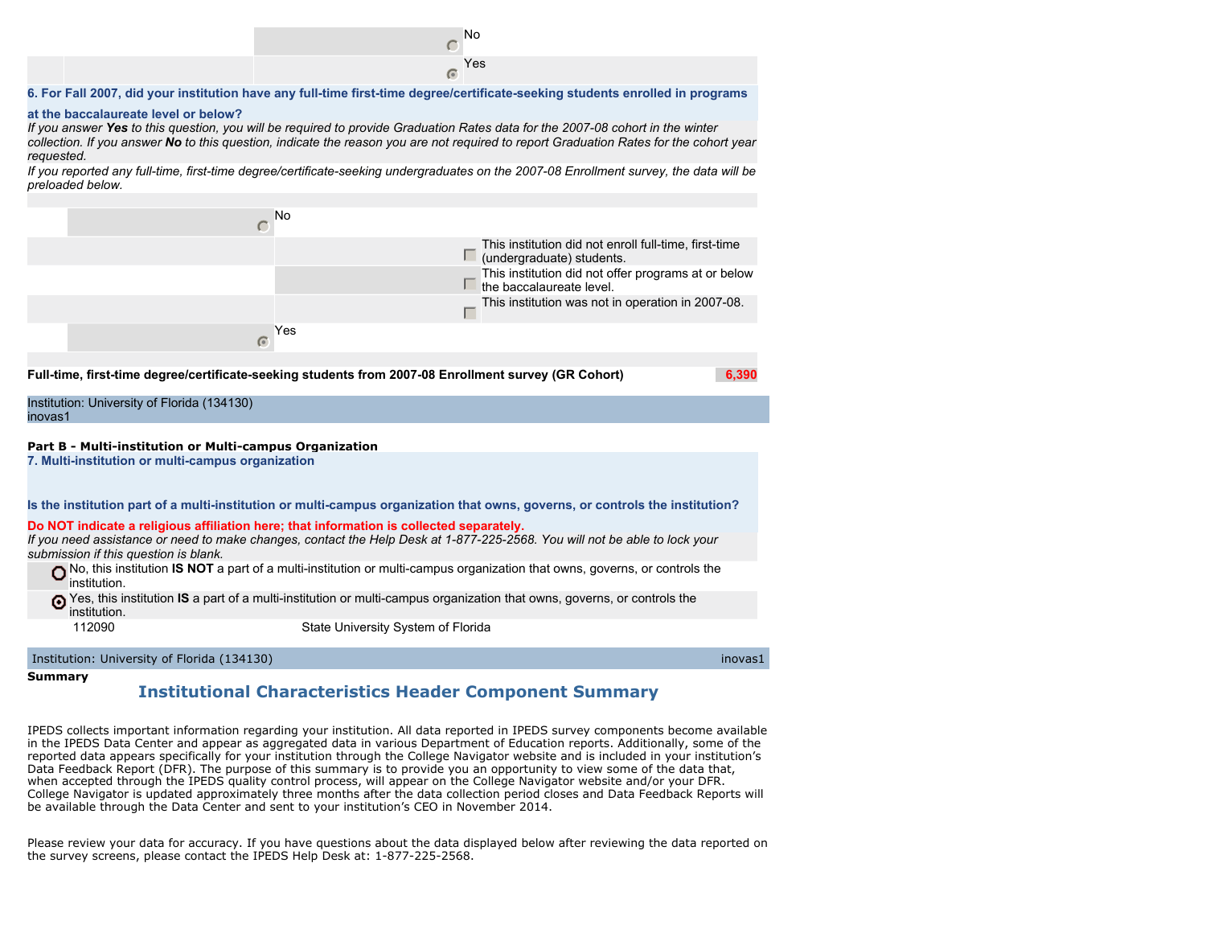- ○ No
- ◉ Yes

**6. For Fall 2007, did your institution have any full-time first-time degree/certificate-seeking students enrolled in programs at the baccalaureate level or below?**

*If you answer **Yes** to this question, you will be required to provide Graduation Rates data for the 2007-08 cohort in the winter collection. If you answer **No** to this question, indicate the reason you are not required to report Graduation Rates for the cohort year requested.*

*If you reported any full-time, first-time degree/certificate-seeking undergraduates on the 2007-08 Enrollment survey, the data will be preloaded below.*

- ○ No
  - ☐ This institution did not enroll full-time, first-time (undergraduate) students.
  - ☐ This institution did not offer programs at or below the baccalaureate level.
  - ☐ This institution was not in operation in 2007-08.
- ◉ Yes

| **Full-time, first-time degree/certificate-seeking students from 2007-08 Enrollment survey (GR Cohort)** | 6,390 |
|---|---|

Institution: University of Florida (134130)
inovas1

**Part B - Multi-institution or Multi-campus Organization**

**7. Multi-institution or multi-campus organization**

**Is the institution part of a multi-institution or multi-campus organization that owns, governs, or controls the institution?**

**Do NOT indicate a religious affiliation here; that information is collected separately.**

*If you need assistance or need to make changes, contact the Help Desk at 1-877-225-2568. You will not be able to lock your submission if this question is blank.*

- ○ No, this institution **IS NOT** a part of a multi-institution or multi-campus organization that owns, governs, or controls the institution.
- ◉ Yes, this institution **IS** a part of a multi-institution or multi-campus organization that owns, governs, or controls the institution.

| 112090 | State University System of Florida |
|---|---|

Institution: University of Florida (134130) inovas1

**Summary**

## Institutional Characteristics Header Component Summary

IPEDS collects important information regarding your institution. All data reported in IPEDS survey components become available in the IPEDS Data Center and appear as aggregated data in various Department of Education reports. Additionally, some of the reported data appears specifically for your institution through the College Navigator website and is included in your institution's Data Feedback Report (DFR). The purpose of this summary is to provide you an opportunity to view some of the data that, when accepted through the IPEDS quality control process, will appear on the College Navigator website and/or your DFR. College Navigator is updated approximately three months after the data collection period closes and Data Feedback Reports will be available through the Data Center and sent to your institution's CEO in November 2014.

Please review your data for accuracy. If you have questions about the data displayed below after reviewing the data reported on the survey screens, please contact the IPEDS Help Desk at: 1-877-225-2568.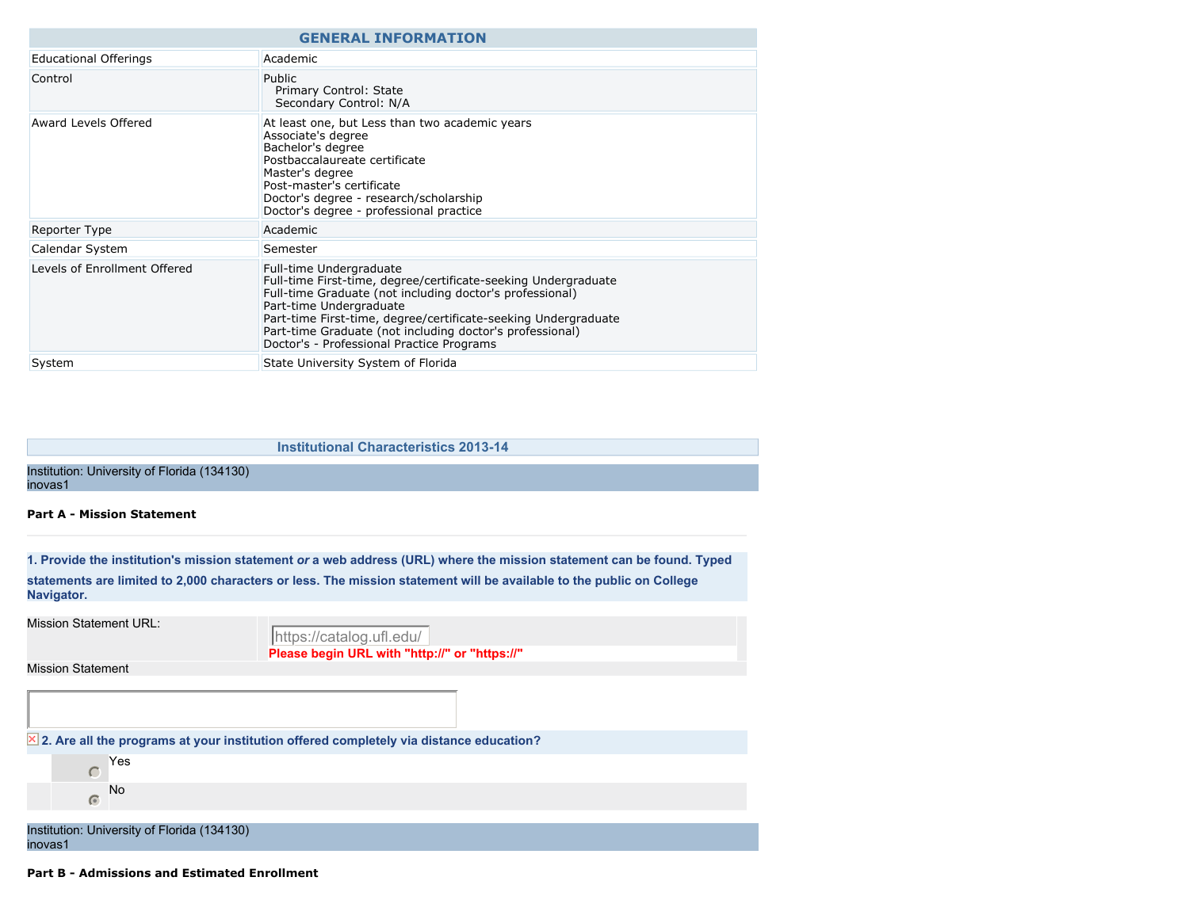| GENERAL INFORMATION | |
|---|---|
| Educational Offerings | Academic |
| Control | Public<br>Primary Control: State<br>Secondary Control: N/A |
| Award Levels Offered | At least one, but Less than two academic years<br>Associate's degree<br>Bachelor's degree<br>Postbaccalaureate certificate<br>Master's degree<br>Post-master's certificate<br>Doctor's degree - research/scholarship<br>Doctor's degree - professional practice |
| Reporter Type | Academic |
| Calendar System | Semester |
| Levels of Enrollment Offered | Full-time Undergraduate<br>Full-time First-time, degree/certificate-seeking Undergraduate<br>Full-time Graduate (not including doctor's professional)<br>Part-time Undergraduate<br>Part-time First-time, degree/certificate-seeking Undergraduate<br>Part-time Graduate (not including doctor's professional)<br>Doctor's - Professional Practice Programs |
| System | State University System of Florida |

## Institutional Characteristics 2013-14

Institution: University of Florida (134130)
inovas1

**Part A - Mission Statement**

**1. Provide the institution's mission statement *or* a web address (URL) where the mission statement can be found. Typed statements are limited to 2,000 characters or less. The mission statement will be available to the public on College Navigator.**

| Mission Statement URL: | https://catalog.ufl.edu/<br>**Please begin URL with "http://" or "https://"** |
|---|---|

Mission Statement

**2. Are all the programs at your institution offered completely via distance education?**

- ○ Yes
- ◉ No

Institution: University of Florida (134130)
inovas1

**Part B - Admissions and Estimated Enrollment**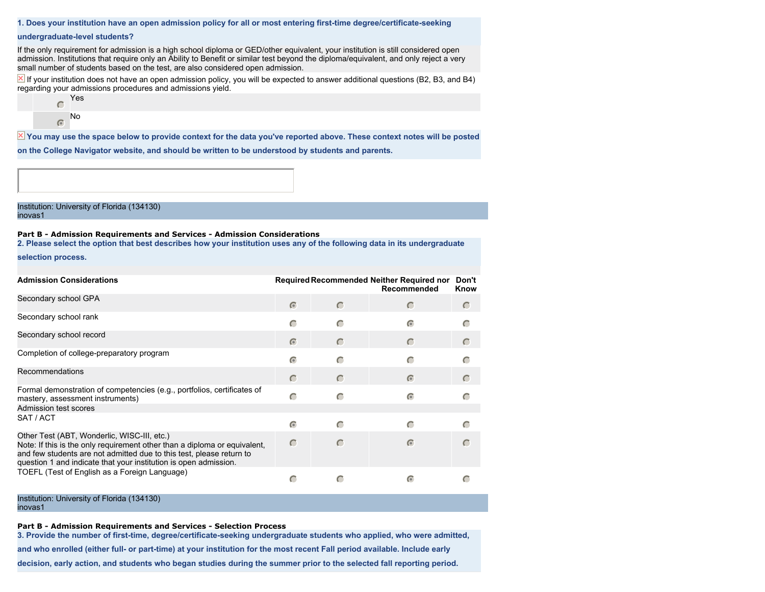**1. Does your institution have an open admission policy for all or most entering first-time degree/certificate-seeking undergraduate-level students?**

If the only requirement for admission is a high school diploma or GED/other equivalent, your institution is still considered open admission. Institutions that require only an Ability to Benefit or similar test beyond the diploma/equivalent, and only reject a very small number of students based on the test, are also considered open admission.

If your institution does not have an open admission policy, you will be expected to answer additional questions (B2, B3, and B4) regarding your admissions procedures and admissions yield.

| | |
|---|---|
| ○ | Yes |
| ◉ | No |

**You may use the space below to provide context for the data you've reported above. These context notes will be posted on the College Navigator website, and should be written to be understood by students and parents.**

Institution: University of Florida (134130)
inovas1

**Part B - Admission Requirements and Services - Admission Considerations**

**2. Please select the option that best describes how your institution uses any of the following data in its undergraduate selection process.**

| Admission Considerations | Required | Recommended | Neither Required nor Recommended | Don't Know |
|---|---|---|---|---|
| Secondary school GPA | ◉ | ○ | ○ | ○ |
| Secondary school rank | ○ | ○ | ◉ | ○ |
| Secondary school record | ◉ | ○ | ○ | ○ |
| Completion of college-preparatory program | ◉ | ○ | ○ | ○ |
| Recommendations | ○ | ○ | ◉ | ○ |
| Formal demonstration of competencies (e.g., portfolios, certificates of mastery, assessment instruments) | ○ | ○ | ◉ | ○ |
| Admission test scores | | | | |
| SAT / ACT | ◉ | ○ | ○ | ○ |
| Other Test (ABT, Wonderlic, WISC-III, etc.) Note: If this is the only requirement other than a diploma or equivalent, and few students are not admitted due to this test, please return to question 1 and indicate that your institution is open admission. | ○ | ○ | ◉ | ○ |
| TOEFL (Test of English as a Foreign Language) | ○ | ○ | ◉ | ○ |

Institution: University of Florida (134130)
inovas1

**Part B - Admission Requirements and Services - Selection Process**

**3. Provide the number of first-time, degree/certificate-seeking undergraduate students who applied, who were admitted, and who enrolled (either full- or part-time) at your institution for the most recent Fall period available. Include early decision, early action, and students who began studies during the summer prior to the selected fall reporting period.**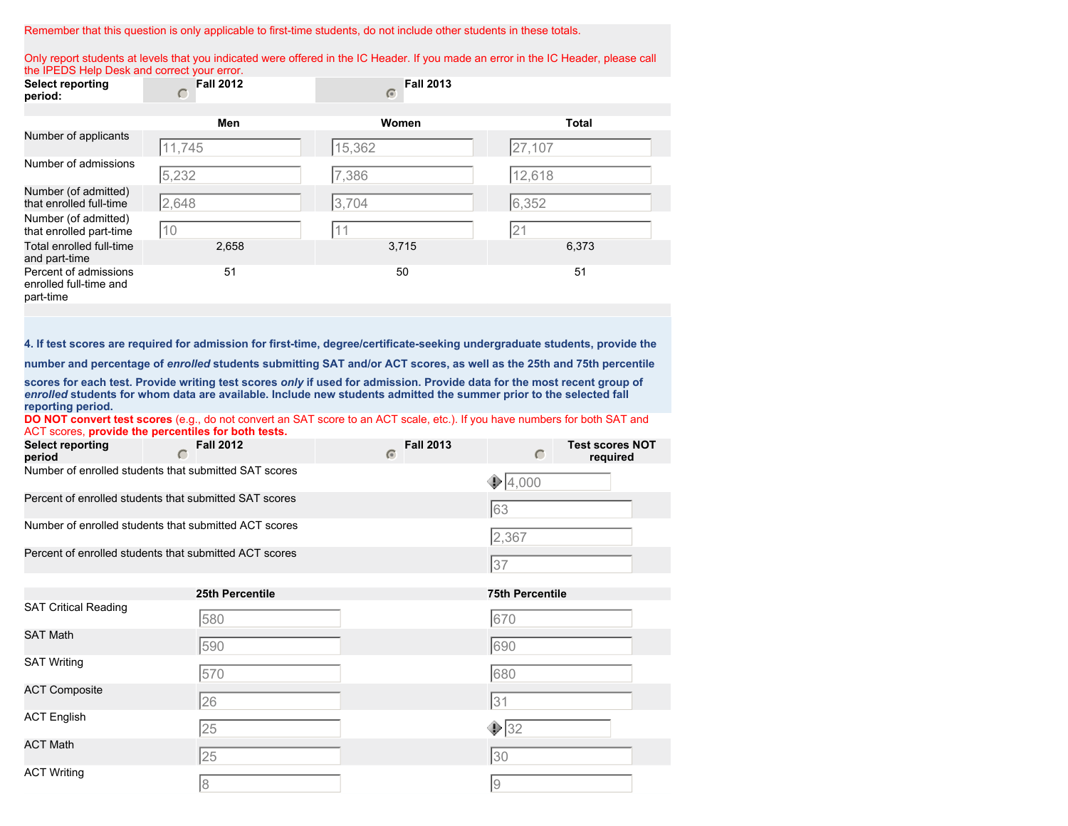Remember that this question is only applicable to first-time students, do not include other students in these totals.

Only report students at levels that you indicated were offered in the IC Header. If you made an error in the IC Header, please call the IPEDS Help Desk and correct your error.

| Select reporting period: | Fall 2012 | Fall 2013 (selected) | |
|---|---|---|---|
| | **Men** | **Women** | **Total** |
| Number of applicants | 11,745 | 15,362 | 27,107 |
| Number of admissions | 5,232 | 7,386 | 12,618 |
| Number (of admitted) that enrolled full-time | 2,648 | 3,704 | 6,352 |
| Number (of admitted) that enrolled part-time | 10 | 11 | 21 |
| Total enrolled full-time and part-time | 2,658 | 3,715 | 6,373 |
| Percent of admissions enrolled full-time and part-time | 51 | 50 | 51 |

**4. If test scores are required for admission for first-time, degree/certificate-seeking undergraduate students, provide the number and percentage of *enrolled* students submitting SAT and/or ACT scores, as well as the 25th and 75th percentile scores for each test. Provide writing test scores *only* if used for admission. Provide data for the most recent group of *enrolled* students for whom data are available. Include new students admitted the summer prior to the selected fall reporting period.**

**DO NOT convert test scores** (e.g., do not convert an SAT score to an ACT scale, etc.). If you have numbers for both SAT and ACT scores, **provide the percentiles for both tests.**

| Select reporting period | Fall 2012 | Fall 2013 (selected) | Test scores NOT required |
|---|---|---|---|
| Number of enrolled students that submitted SAT scores | | | 4,000 |
| Percent of enrolled students that submitted SAT scores | | | 63 |
| Number of enrolled students that submitted ACT scores | | | 2,367 |
| Percent of enrolled students that submitted ACT scores | | | 37 |

| | 25th Percentile | 75th Percentile |
|---|---|---|
| SAT Critical Reading | 580 | 670 |
| SAT Math | 590 | 690 |
| SAT Writing | 570 | 680 |
| ACT Composite | 26 | 31 |
| ACT English | 25 | 32 |
| ACT Math | 25 | 30 |
| ACT Writing | 8 | 9 |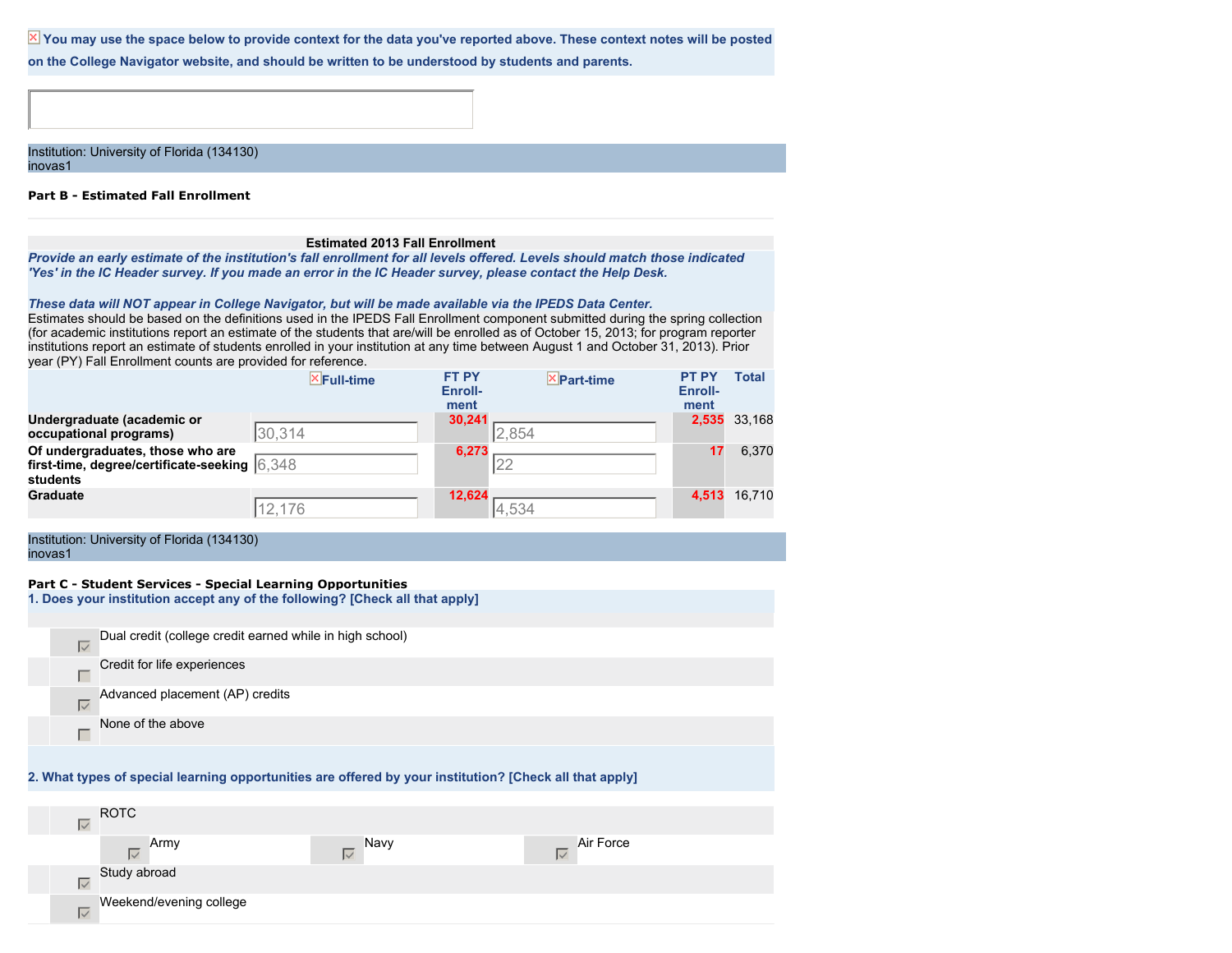You may use the space below to provide context for the data you've reported above. These context notes will be posted on the College Navigator website, and should be written to be understood by students and parents.

Institution: University of Florida (134130)
inovas1

**Part B - Estimated Fall Enrollment**

**Estimated 2013 Fall Enrollment**

*Provide an early estimate of the institution's fall enrollment for all levels offered. Levels should match those indicated 'Yes' in the IC Header survey. If you made an error in the IC Header survey, please contact the Help Desk.*

*These data will NOT appear in College Navigator, but will be made available via the IPEDS Data Center.*

Estimates should be based on the definitions used in the IPEDS Fall Enrollment component submitted during the spring collection (for academic institutions report an estimate of the students that are/will be enrolled as of October 15, 2013; for program reporter institutions report an estimate of students enrolled in your institution at any time between August 1 and October 31, 2013). Prior year (PY) Fall Enrollment counts are provided for reference.

| | Full-time | FT PY Enroll-ment | Part-time | PT PY Enroll-ment | Total |
|---|---|---|---|---|---|
| **Undergraduate (academic or occupational programs)** | 30,314 | 30,241 | 2,854 | 2,535 | 33,168 |
| **Of undergraduates, those who are first-time, degree/certificate-seeking students** | 6,348 | 6,273 | 22 | 17 | 6,370 |
| **Graduate** | 12,176 | 12,624 | 4,534 | 4,513 | 16,710 |

Institution: University of Florida (134130)
inovas1

**Part C - Student Services - Special Learning Opportunities**

**1. Does your institution accept any of the following? [Check all that apply]**

- [x] Dual credit (college credit earned while in high school)
- [ ] Credit for life experiences
- [x] Advanced placement (AP) credits
- [ ] None of the above

**2. What types of special learning opportunities are offered by your institution? [Check all that apply]**

- [x] ROTC
  - [x] Army
  - [x] Navy
  - [x] Air Force
- [x] Study abroad
- [x] Weekend/evening college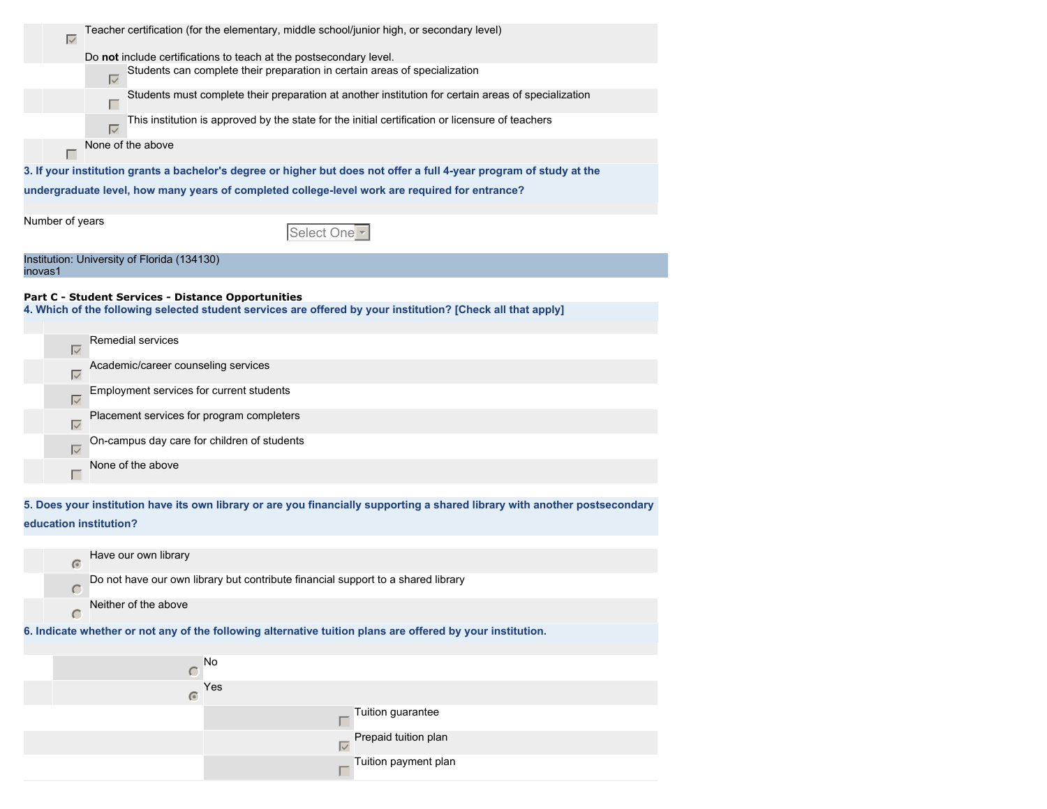- [x] Teacher certification (for the elementary, middle school/junior high, or secondary level)

  Do **not** include certifications to teach at the postsecondary level.
  - [x] Students can complete their preparation in certain areas of specialization
  - [ ] Students must complete their preparation at another institution for certain areas of specialization
  - [x] This institution is approved by the state for the initial certification or licensure of teachers
- [ ] None of the above

**3. If your institution grants a bachelor's degree or higher but does not offer a full 4-year program of study at the undergraduate level, how many years of completed college-level work are required for entrance?**

Number of years: Select One

Institution: University of Florida (134130)
inovas1

**Part C - Student Services - Distance Opportunities**

**4. Which of the following selected student services are offered by your institution? [Check all that apply]**

- [x] Remedial services
- [x] Academic/career counseling services
- [x] Employment services for current students
- [x] Placement services for program completers
- [x] On-campus day care for children of students
- [ ] None of the above

**5. Does your institution have its own library or are you financially supporting a shared library with another postsecondary education institution?**

- (•) Have our own library
- ( ) Do not have our own library but contribute financial support to a shared library
- ( ) Neither of the above

**6. Indicate whether or not any of the following alternative tuition plans are offered by your institution.**

- ( ) No
- (•) Yes
  - [ ] Tuition guarantee
  - [x] Prepaid tuition plan
  - [ ] Tuition payment plan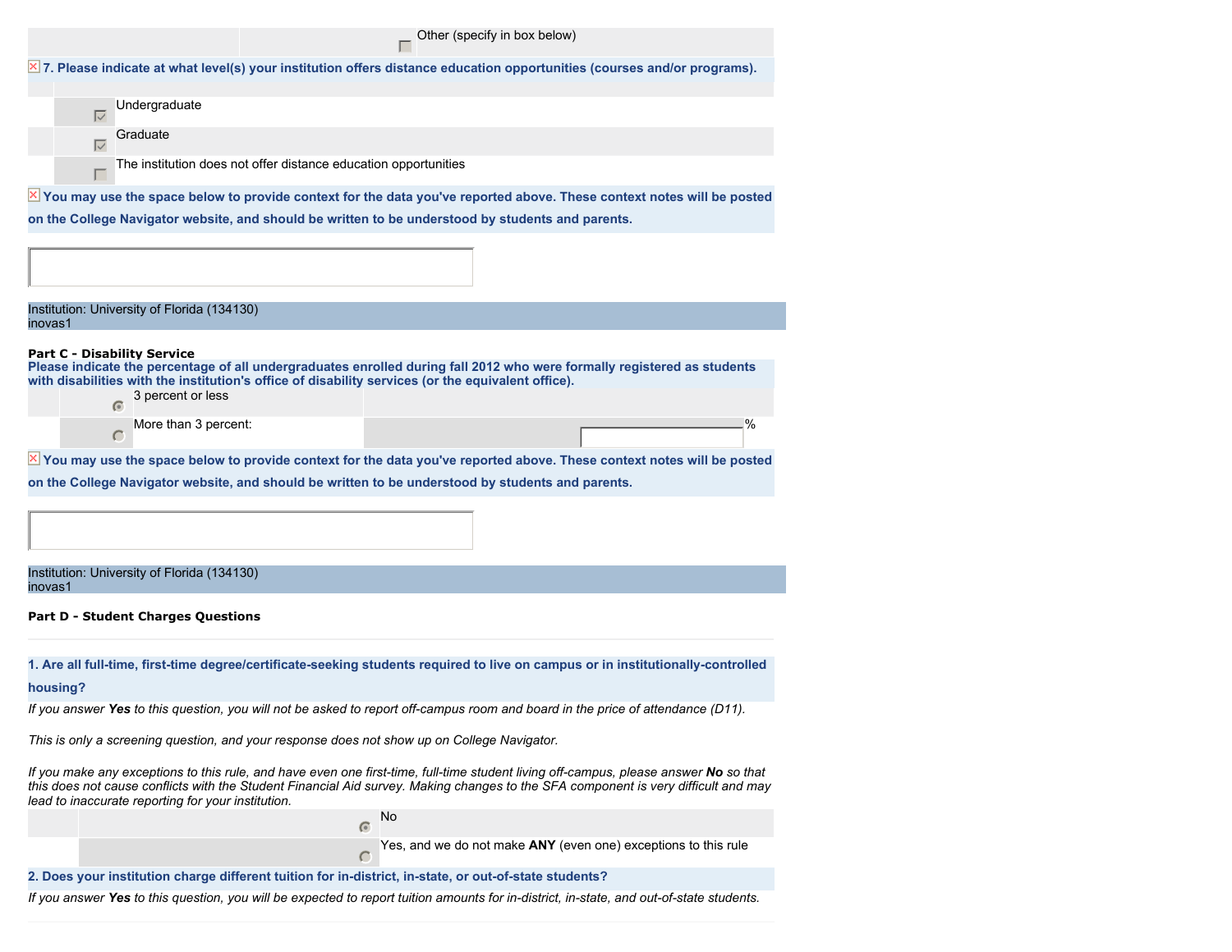- [ ] Other (specify in box below)

**7. Please indicate at what level(s) your institution offers distance education opportunities (courses and/or programs).**

- [x] Undergraduate
- [x] Graduate
- [ ] The institution does not offer distance education opportunities

**You may use the space below to provide context for the data you've reported above. These context notes will be posted on the College Navigator website, and should be written to be understood by students and parents.**

Institution: University of Florida (134130)
inovas1

## Part C - Disability Service

**Please indicate the percentage of all undergraduates enrolled during fall 2012 who were formally registered as students with disabilities with the institution's office of disability services (or the equivalent office).**

- (•) 3 percent or less
- ( ) More than 3 percent: ______ %

**You may use the space below to provide context for the data you've reported above. These context notes will be posted on the College Navigator website, and should be written to be understood by students and parents.**

Institution: University of Florida (134130)
inovas1

## Part D - Student Charges Questions

**1. Are all full-time, first-time degree/certificate-seeking students required to live on campus or in institutionally-controlled housing?**

*If you answer **Yes** to this question, you will not be asked to report off-campus room and board in the price of attendance (D11).*

*This is only a screening question, and your response does not show up on College Navigator.*

*If you make any exceptions to this rule, and have even one first-time, full-time student living off-campus, please answer **No** so that this does not cause conflicts with the Student Financial Aid survey. Making changes to the SFA component is very difficult and may lead to inaccurate reporting for your institution.*

- (•) No
- ( ) Yes, and we do not make **ANY** (even one) exceptions to this rule

**2. Does your institution charge different tuition for in-district, in-state, or out-of-state students?**

*If you answer **Yes** to this question, you will be expected to report tuition amounts for in-district, in-state, and out-of-state students.*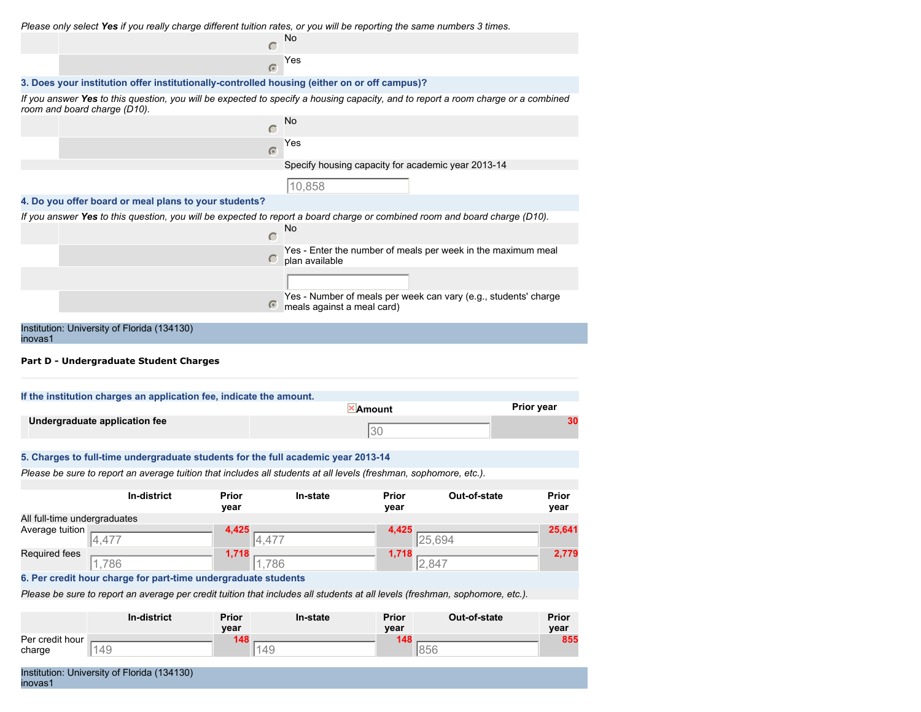*Please only select **Yes** if you really charge different tuition rates, or you will be reporting the same numbers 3 times.*

- ○ No
- ◉ Yes

**3. Does your institution offer institutionally-controlled housing (either on or off campus)?**

*If you answer **Yes** to this question, you will be expected to specify a housing capacity, and to report a room charge or a combined room and board charge (D10).*

- ○ No
- ◉ Yes

Specify housing capacity for academic year 2013-14

10,858

**4. Do you offer board or meal plans to your students?**

*If you answer **Yes** to this question, you will be expected to report a board charge or combined room and board charge (D10).*

- ○ No
- ○ Yes - Enter the number of meals per week in the maximum meal plan available
- ◉ Yes - Number of meals per week can vary (e.g., students' charge meals against a meal card)

Institution: University of Florida (134130)
inovas1

**Part D - Undergraduate Student Charges**

**If the institution charges an application fee, indicate the amount.**

| | Amount | Prior year |
|---|---|---|
| **Undergraduate application fee** | 30 | 30 |

**5. Charges to full-time undergraduate students for the full academic year 2013-14**

*Please be sure to report an average tuition that includes all students at all levels (freshman, sophomore, etc.).*

| All full-time undergraduates | In-district | Prior year | In-state | Prior year | Out-of-state | Prior year |
|---|---|---|---|---|---|---|
| Average tuition | 4,477 | 4,425 | 4,477 | 4,425 | 25,694 | 25,641 |
| Required fees | 1,786 | 1,718 | 1,786 | 1,718 | 2,847 | 2,779 |

**6. Per credit hour charge for part-time undergraduate students**

*Please be sure to report an average per credit tuition that includes all students at all levels (freshman, sophomore, etc.).*

| | In-district | Prior year | In-state | Prior year | Out-of-state | Prior year |
|---|---|---|---|---|---|---|
| Per credit hour charge | 149 | 148 | 149 | 148 | 856 | 855 |

Institution: University of Florida (134130)
inovas1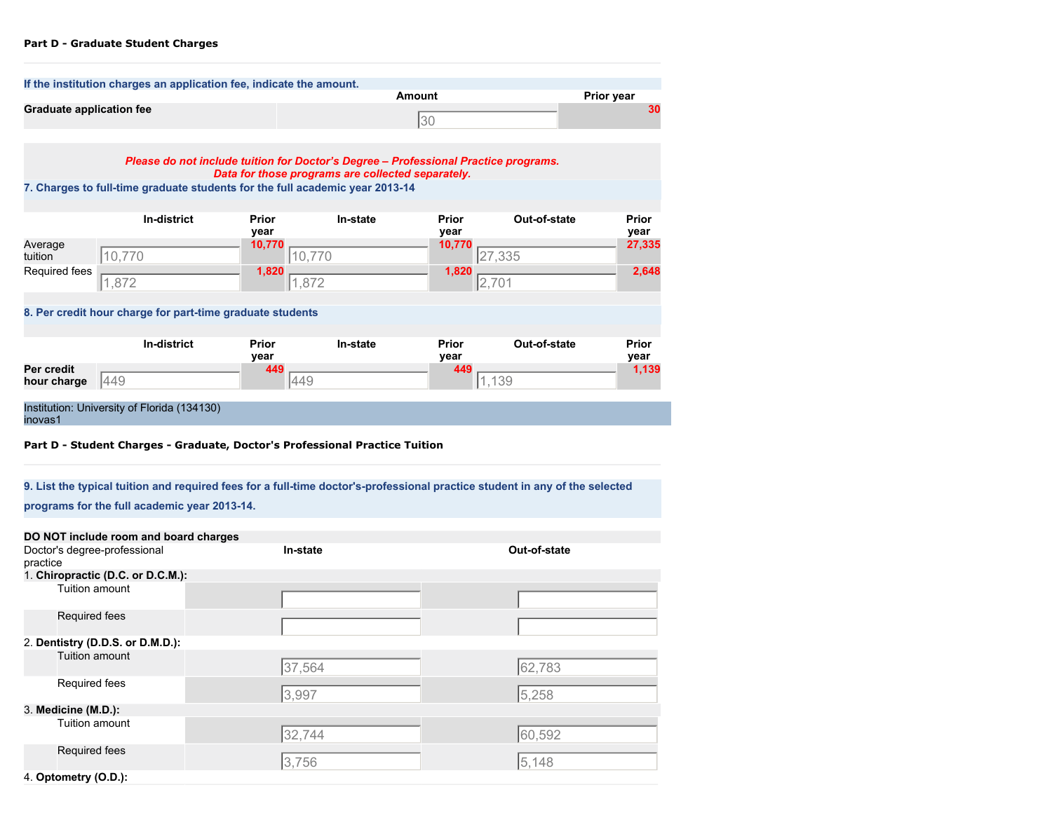**Part D - Graduate Student Charges**

**If the institution charges an application fee, indicate the amount.**

| | Amount | Prior year |
|---|---|---|
| **Graduate application fee** | 30 | 30 |

***Please do not include tuition for Doctor's Degree – Professional Practice programs. Data for those programs are collected separately.***

**7. Charges to full-time graduate students for the full academic year 2013-14**

| | In-district | Prior year | In-state | Prior year | Out-of-state | Prior year |
|---|---|---|---|---|---|---|
| Average tuition | 10,770 | 10,770 | 10,770 | 10,770 | 27,335 | 27,335 |
| Required fees | 1,872 | 1,820 | 1,872 | 1,820 | 2,701 | 2,648 |

**8. Per credit hour charge for part-time graduate students**

| | In-district | Prior year | In-state | Prior year | Out-of-state | Prior year |
|---|---|---|---|---|---|---|
| **Per credit hour charge** | 449 | 449 | 449 | 449 | 1,139 | 1,139 |

Institution: University of Florida (134130)
inovas1

**Part D - Student Charges - Graduate, Doctor's Professional Practice Tuition**

**9. List the typical tuition and required fees for a full-time doctor's-professional practice student in any of the selected programs for the full academic year 2013-14.**

**DO NOT include room and board charges**

| Doctor's degree-professional practice | In-state | Out-of-state |
|---|---|---|
| 1. **Chiropractic (D.C. or D.C.M.):** | | |
| Tuition amount | | |
| Required fees | | |
| 2. **Dentistry (D.D.S. or D.M.D.):** | | |
| Tuition amount | 37,564 | 62,783 |
| Required fees | 3,997 | 5,258 |
| 3. **Medicine (M.D.):** | | |
| Tuition amount | 32,744 | 60,592 |
| Required fees | 3,756 | 5,148 |
| 4. **Optometry (O.D.):** | | |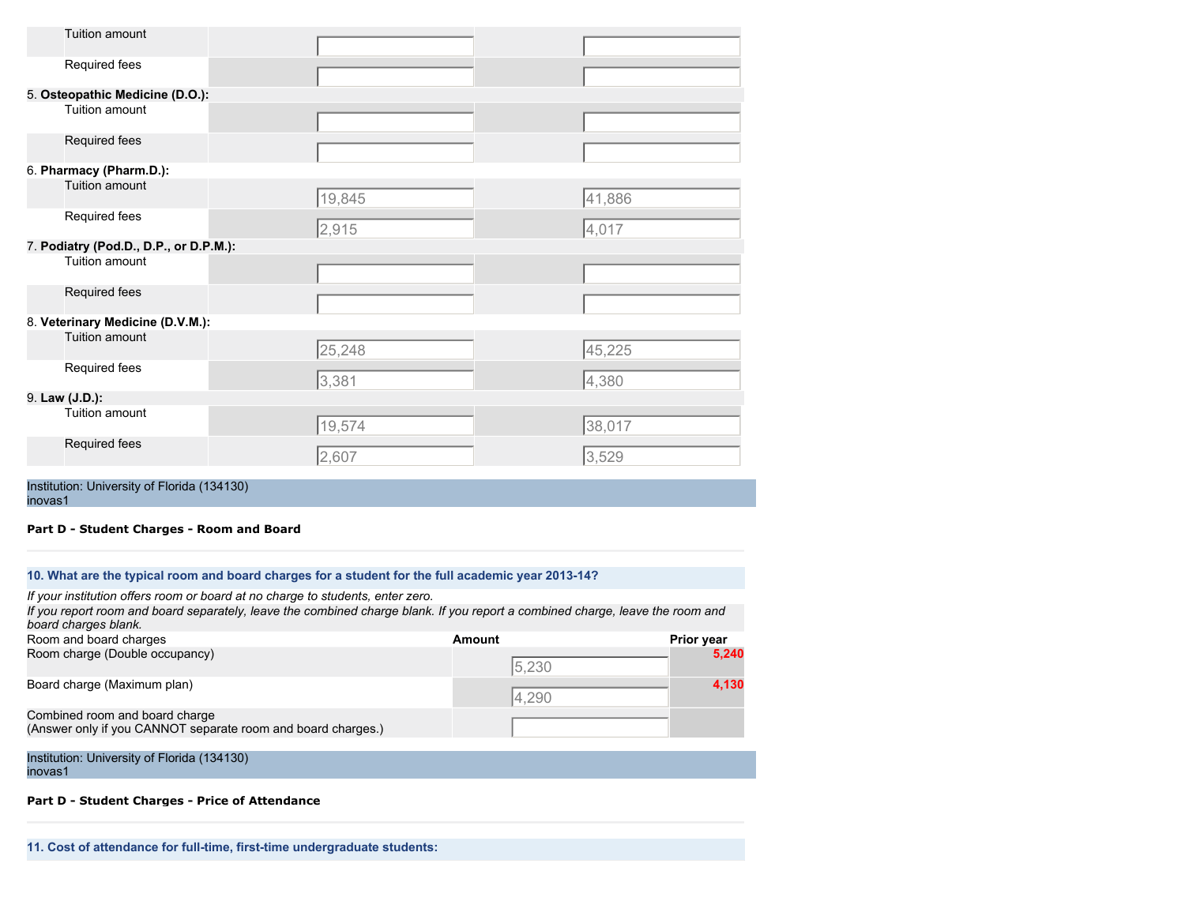| | | |
|---|---|---|
| Tuition amount | | |
| Required fees | | |
| 5. **Osteopathic Medicine (D.O.):** | | |
| Tuition amount | | |
| Required fees | | |
| 6. **Pharmacy (Pharm.D.):** | | |
| Tuition amount | 19,845 | 41,886 |
| Required fees | 2,915 | 4,017 |
| 7. **Podiatry (Pod.D., D.P., or D.P.M.):** | | |
| Tuition amount | | |
| Required fees | | |
| 8. **Veterinary Medicine (D.V.M.):** | | |
| Tuition amount | 25,248 | 45,225 |
| Required fees | 3,381 | 4,380 |
| 9. **Law (J.D.):** | | |
| Tuition amount | 19,574 | 38,017 |
| Required fees | 2,607 | 3,529 |

Institution: University of Florida (134130)
inovas1

**Part D - Student Charges - Room and Board**

**10. What are the typical room and board charges for a student for the full academic year 2013-14?**

*If your institution offers room or board at no charge to students, enter zero.*
*If you report room and board separately, leave the combined charge blank. If you report a combined charge, leave the room and board charges blank.*

| Room and board charges | Amount | Prior year |
|---|---|---|
| Room charge (Double occupancy) | 5,230 | 5,240 |
| Board charge (Maximum plan) | 4,290 | 4,130 |
| Combined room and board charge (Answer only if you CANNOT separate room and board charges.) | | |

Institution: University of Florida (134130)
inovas1

**Part D - Student Charges - Price of Attendance**

**11. Cost of attendance for full-time, first-time undergraduate students:**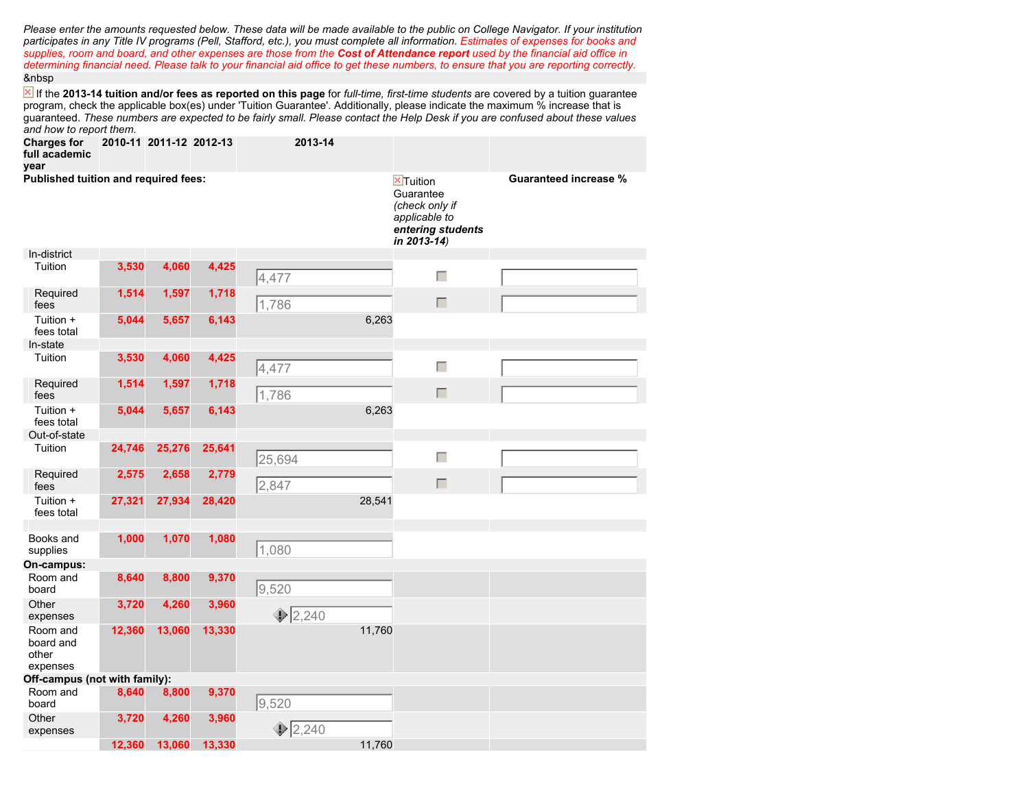*Please enter the amounts requested below. These data will be made available to the public on College Navigator. If your institution participates in any Title IV programs (Pell, Stafford, etc.), you must complete all information. Estimates of expenses for books and supplies, room and board, and other expenses are those from the* ***Cost of Attendance report*** *used by the financial aid office in determining financial need. Please talk to your financial aid office to get these numbers, to ensure that you are reporting correctly.*

&nbsp

If the **2013-14 tuition and/or fees as reported on this page** for *full-time, first-time students* are covered by a tuition guarantee program, check the applicable box(es) under 'Tuition Guarantee'. Additionally, please indicate the maximum % increase that is guaranteed. *These numbers are expected to be fairly small. Please contact the Help Desk if you are confused about these values and how to report them.*

| **Charges for full academic year** | **2010-11** | **2011-12** | **2012-13** | **2013-14** | | |
|---|---|---|---|---|---|---|
| **Published tuition and required fees:** | | | | | Tuition Guarantee *(check only if applicable to **entering students** in 2013-14)* | **Guaranteed increase %** |
| In-district | | | | | | |
| Tuition | 3,530 | 4,060 | 4,425 | 4,477 | | |
| Required fees | 1,514 | 1,597 | 1,718 | 1,786 | | |
| Tuition + fees total | 5,044 | 5,657 | 6,143 | 6,263 | | |
| In-state | | | | | | |
| Tuition | 3,530 | 4,060 | 4,425 | 4,477 | | |
| Required fees | 1,514 | 1,597 | 1,718 | 1,786 | | |
| Tuition + fees total | 5,044 | 5,657 | 6,143 | 6,263 | | |
| Out-of-state | | | | | | |
| Tuition | 24,746 | 25,276 | 25,641 | 25,694 | | |
| Required fees | 2,575 | 2,658 | 2,779 | 2,847 | | |
| Tuition + fees total | 27,321 | 27,934 | 28,420 | 28,541 | | |
| | | | | | | |
| Books and supplies | 1,000 | 1,070 | 1,080 | 1,080 | | |
| **On-campus:** | | | | | | |
| Room and board | 8,640 | 8,800 | 9,370 | 9,520 | | |
| Other expenses | 3,720 | 4,260 | 3,960 | 2,240 | | |
| Room and board and other expenses | 12,360 | 13,060 | 13,330 | 11,760 | | |
| **Off-campus (not with family):** | | | | | | |
| Room and board | 8,640 | 8,800 | 9,370 | 9,520 | | |
| Other expenses | 3,720 | 4,260 | 3,960 | 2,240 | | |
| | 12,360 | 13,060 | 13,330 | 11,760 | | |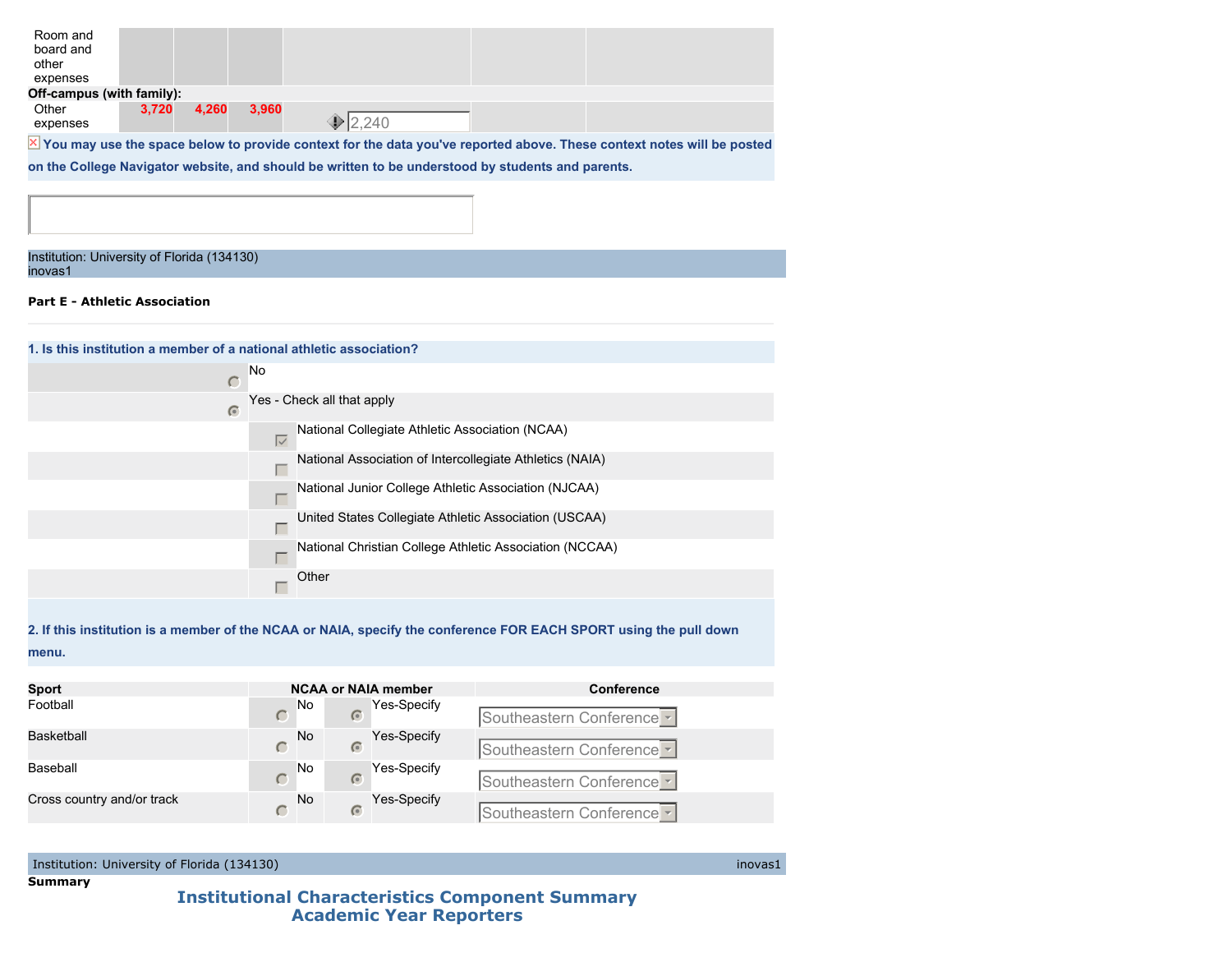| | | | | | | |
|---|---|---|---|---|---|---|
| Room and board and other expenses | | | | | | |
| **Off-campus (with family):** | | | | | | |
| Other expenses | 3,720 | 4,260 | 3,960 | 2,240 | | |

You may use the space below to provide context for the data you've reported above. These context notes will be posted on the College Navigator website, and should be written to be understood by students and parents.

Institution: University of Florida (134130)
inovas1

**Part E - Athletic Association**

**1. Is this institution a member of a national athletic association?**

- [ ] No
- [x] Yes - Check all that apply
  - [x] National Collegiate Athletic Association (NCAA)
  - [ ] National Association of Intercollegiate Athletics (NAIA)
  - [ ] National Junior College Athletic Association (NJCAA)
  - [ ] United States Collegiate Athletic Association (USCAA)
  - [ ] National Christian College Athletic Association (NCCAA)
  - [ ] Other

**2. If this institution is a member of the NCAA or NAIA, specify the conference FOR EACH SPORT using the pull down menu.**

| Sport | NCAA or NAIA member | Conference |
|---|---|---|
| Football | Yes-Specify | Southeastern Conference |
| Basketball | Yes-Specify | Southeastern Conference |
| Baseball | Yes-Specify | Southeastern Conference |
| Cross country and/or track | Yes-Specify | Southeastern Conference |

Institution: University of Florida (134130) inovas1

**Summary**

## Institutional Characteristics Component Summary
## Academic Year Reporters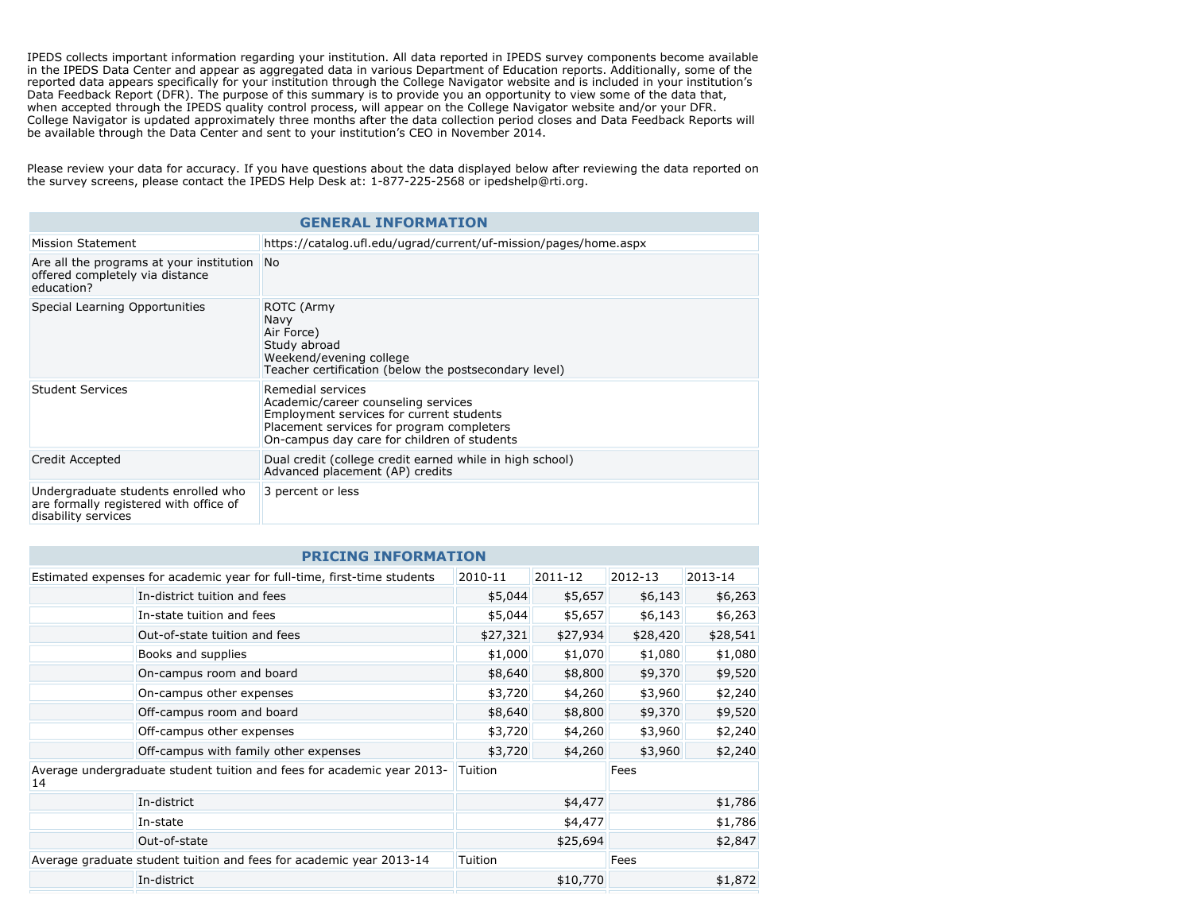IPEDS collects important information regarding your institution. All data reported in IPEDS survey components become available in the IPEDS Data Center and appear as aggregated data in various Department of Education reports. Additionally, some of the reported data appears specifically for your institution through the College Navigator website and is included in your institution's Data Feedback Report (DFR). The purpose of this summary is to provide you an opportunity to view some of the data that, when accepted through the IPEDS quality control process, will appear on the College Navigator website and/or your DFR. College Navigator is updated approximately three months after the data collection period closes and Data Feedback Reports will be available through the Data Center and sent to your institution's CEO in November 2014.

Please review your data for accuracy. If you have questions about the data displayed below after reviewing the data reported on the survey screens, please contact the IPEDS Help Desk at: 1-877-225-2568 or ipedshelp@rti.org.

| GENERAL INFORMATION | |
|---|---|
| Mission Statement | https://catalog.ufl.edu/ugrad/current/uf-mission/pages/home.aspx |
| Are all the programs at your institution offered completely via distance education? | No |
| Special Learning Opportunities | ROTC (Army<br>Navy<br>Air Force)<br>Study abroad<br>Weekend/evening college<br>Teacher certification (below the postsecondary level) |
| Student Services | Remedial services<br>Academic/career counseling services<br>Employment services for current students<br>Placement services for program completers<br>On-campus day care for children of students |
| Credit Accepted | Dual credit (college credit earned while in high school)<br>Advanced placement (AP) credits |
| Undergraduate students enrolled who are formally registered with office of disability services | 3 percent or less |

| PRICING INFORMATION | | | | | |
|---|---|---|---|---|---|
| Estimated expenses for academic year for full-time, first-time students | | 2010-11 | 2011-12 | 2012-13 | 2013-14 |
| | In-district tuition and fees | $5,044 | $5,657 | $6,143 | $6,263 |
| | In-state tuition and fees | $5,044 | $5,657 | $6,143 | $6,263 |
| | Out-of-state tuition and fees | $27,321 | $27,934 | $28,420 | $28,541 |
| | Books and supplies | $1,000 | $1,070 | $1,080 | $1,080 |
| | On-campus room and board | $8,640 | $8,800 | $9,370 | $9,520 |
| | On-campus other expenses | $3,720 | $4,260 | $3,960 | $2,240 |
| | Off-campus room and board | $8,640 | $8,800 | $9,370 | $9,520 |
| | Off-campus other expenses | $3,720 | $4,260 | $3,960 | $2,240 |
| | Off-campus with family other expenses | $3,720 | $4,260 | $3,960 | $2,240 |
| Average undergraduate student tuition and fees for academic year 2013-14 | | Tuition | | Fees | |
| | In-district | | $4,477 | | $1,786 |
| | In-state | | $4,477 | | $1,786 |
| | Out-of-state | | $25,694 | | $2,847 |
| Average graduate student tuition and fees for academic year 2013-14 | | Tuition | | Fees | |
| | In-district | | $10,770 | | $1,872 |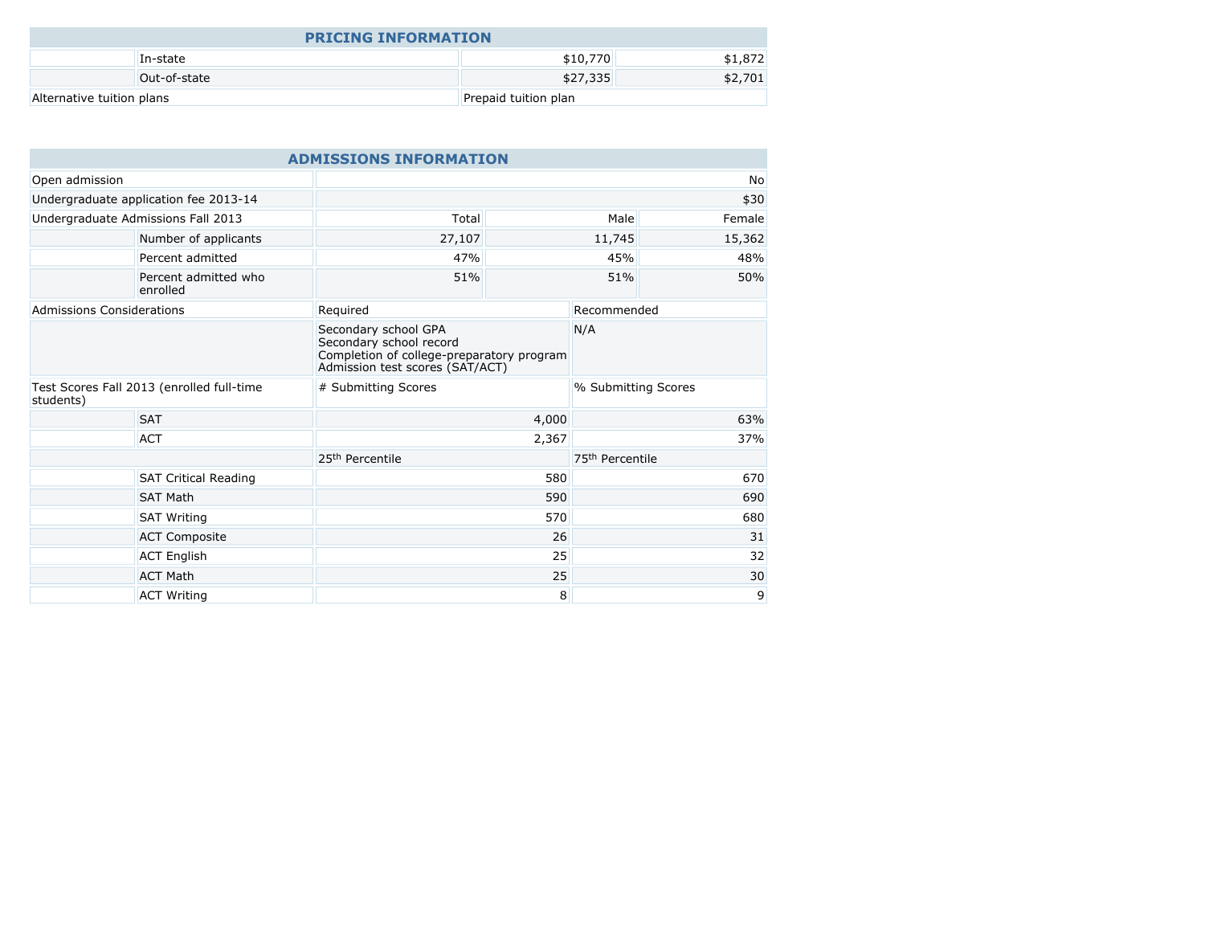## PRICING INFORMATION

| | | | |
|---|---|---|---|
| | In-state | $10,770 | $1,872 |
| | Out-of-state | $27,335 | $2,701 |
| Alternative tuition plans | | Prepaid tuition plan | |

## ADMISSIONS INFORMATION

| | | | | |
|---|---|---|---|---|
| Open admission | | | | No |
| Undergraduate application fee 2013-14 | | | | $30 |
| Undergraduate Admissions Fall 2013 | | Total | Male | Female |
| | Number of applicants | 27,107 | 11,745 | 15,362 |
| | Percent admitted | 47% | 45% | 48% |
| | Percent admitted who enrolled | 51% | 51% | 50% |

| | | |
|---|---|---|
| Admissions Considerations | Required | Recommended |
| | Secondary school GPA<br>Secondary school record<br>Completion of college-preparatory program<br>Admission test scores (SAT/ACT) | N/A |

| | | | |
|---|---|---|---|
| Test Scores Fall 2013 (enrolled full-time students) | | # Submitting Scores | % Submitting Scores |
| | SAT | 4,000 | 63% |
| | ACT | 2,367 | 37% |
| | | 25th Percentile | 75th Percentile |
| | SAT Critical Reading | 580 | 670 |
| | SAT Math | 590 | 690 |
| | SAT Writing | 570 | 680 |
| | ACT Composite | 26 | 31 |
| | ACT English | 25 | 32 |
| | ACT Math | 25 | 30 |
| | ACT Writing | 8 | 9 |